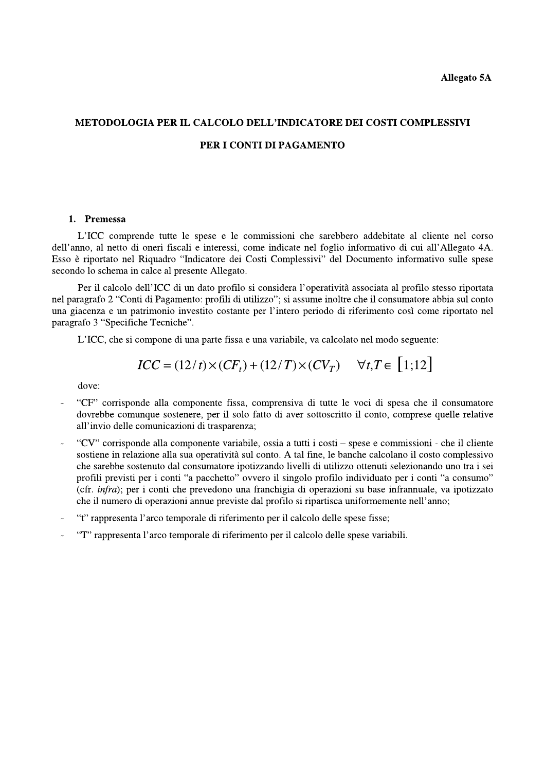**Allegato 5A**

# METODOLOGIA PER IL CALCOLO DELL'INDICATORE DEI COSTI COMPLESSIVI PER I CONTI DI PAGAMENTO

## 1. Premessa

L'ICC comprende tutte le spese e le commissioni che sarebbero addebitate al cliente nel corso dell'anno, al netto di oneri fiscali e interessi, come indicate nel foglio informativo di cui all'Allegato 4A. Esso è riportato nel Riquadro "Indicatore dei Costi Complessivi" del Documento informativo sulle spese secondo lo schema in calce al presente Allegato.

Per il calcolo dell'ICC di un dato profilo si considera l'operatività associata al profilo stesso riportata nel paragrafo 2 "Conti di Pagamento: profili di utilizzo"; si assume inoltre che il consumatore abbia sul conto una giacenza e un patrimonio investito costante per l'intero periodo di riferimento così come riportato nel paragrafo 3 "Specifiche Tecniche".

L'ICC, che si compone di una parte fissa e una variabile, va calcolato nel modo seguente:

$$ICC = (12/t) \times (CF_t) + (12/T) \times (CV_T) \quad \forall t, T \in [1;12]$$

dove:

- "CF" corrisponde alla componente fissa, comprensiva di tutte le voci di spesa che il consumatore dovrebbe comunque sostenere, per il solo fatto di aver sottoscritto il conto, comprese quelle relative all'invio delle comunicazioni di trasparenza;
- "CV" corrisponde alla componente variabile, ossia a tutti i costi – spese e commissioni - che il cliente sostiene in relazione alla sua operatività sul conto. A tal fine, le banche calcolano il costo complessivo che sarebbe sostenuto dal consumatore ipotizzando livelli di utilizzo ottenuti selezionando uno tra i sei profili previsti per i conti "a pacchetto" ovvero il singolo profilo individuato per i conti "a consumo" (cfr. *infra*); per i conti che prevedono una franchigia di operazioni su base infrannuale, va ipotizzato che il numero di operazioni annue previste dal profilo si ripartisca uniformemente nell'anno;
- "t" rappresenta l'arco temporale di riferimento per il calcolo delle spese fisse;
- "T" rappresenta l'arco temporale di riferimento per il calcolo delle spese variabili.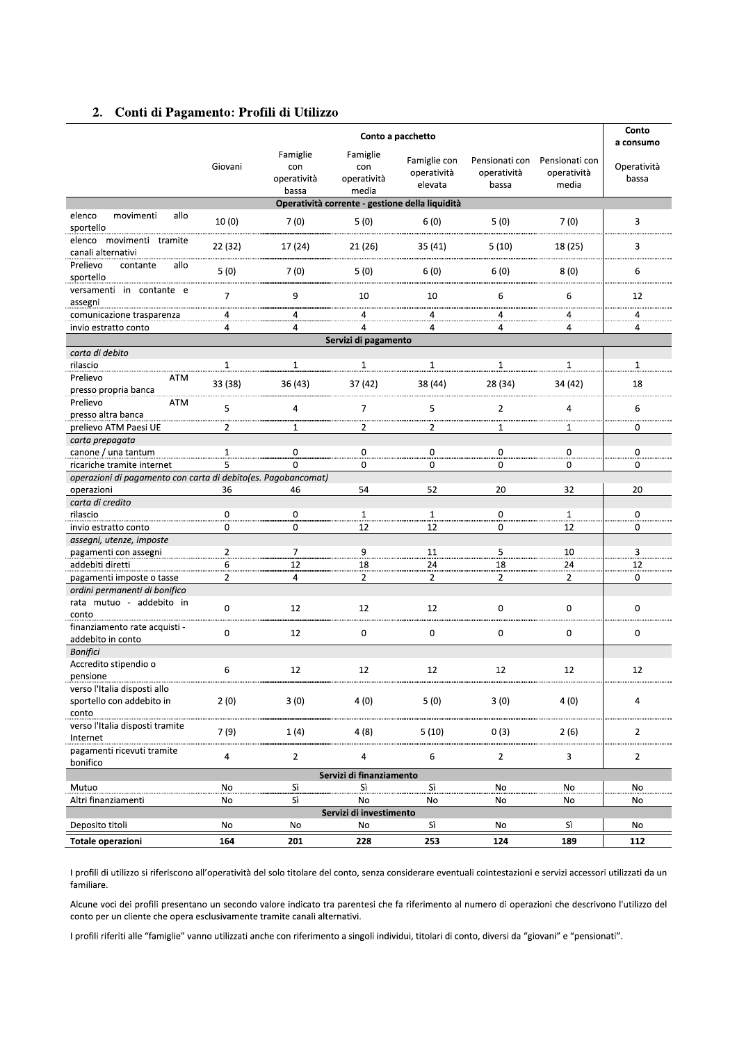## 2. Conti di Pagamento: Profili di Utilizzo

| | Conto a pacchetto | | | | | | Conto a consumo |
|---|---|---|---|---|---|---|---|
| | Giovani | Famiglie con operatività bassa | Famiglie con operatività media | Famiglie con operatività elevata | Pensionati con operatività bassa | Pensionati con operatività media | Operatività bassa |
| **Operatività corrente - gestione della liquidità** | | | | | | | |
| elenco movimenti allo sportello | 10 (0) | 7 (0) | 5 (0) | 6 (0) | 5 (0) | 7 (0) | 3 |
| elenco movimenti tramite canali alternativi | 22 (32) | 17 (24) | 21 (26) | 35 (41) | 5 (10) | 18 (25) | 3 |
| Prelievo contante allo sportello | 5 (0) | 7 (0) | 5 (0) | 6 (0) | 6 (0) | 8 (0) | 6 |
| versamenti in contante e assegni | 7 | 9 | 10 | 10 | 6 | 6 | 12 |
| comunicazione trasparenza | 4 | 4 | 4 | 4 | 4 | 4 | 4 |
| invio estratto conto | 4 | 4 | 4 | 4 | 4 | 4 | 4 |
| **Servizi di pagamento** | | | | | | | |
| *carta di debito* | | | | | | | |
| rilascio | 1 | 1 | 1 | 1 | 1 | 1 | 1 |
| Prelievo ATM presso propria banca | 33 (38) | 36 (43) | 37 (42) | 38 (44) | 28 (34) | 34 (42) | 18 |
| Prelievo ATM presso altra banca | 5 | 4 | 7 | 5 | 2 | 4 | 6 |
| prelievo ATM Paesi UE | 2 | 1 | 2 | 2 | 1 | 1 | 0 |
| *carta prepagata* | | | | | | | |
| canone / una tantum | 1 | 0 | 0 | 0 | 0 | 0 | 0 |
| ricariche tramite internet | 5 | 0 | 0 | 0 | 0 | 0 | 0 |
| *operazioni di pagamento con carta di debito(es. Pagobancomat)* | | | | | | | |
| operazioni | 36 | 46 | 54 | 52 | 20 | 32 | 20 |
| *carta di credito* | | | | | | | |
| rilascio | 0 | 0 | 1 | 1 | 0 | 1 | 0 |
| invio estratto conto | 0 | 0 | 12 | 12 | 0 | 12 | 0 |
| *assegni, utenze, imposte* | | | | | | | |
| pagamenti con assegni | 2 | 7 | 9 | 11 | 5 | 10 | 3 |
| addebiti diretti | 6 | 12 | 18 | 24 | 18 | 24 | 12 |
| pagamenti imposte o tasse | 2 | 4 | 2 | 2 | 2 | 2 | 0 |
| *ordini permanenti di bonifico* | | | | | | | |
| rata mutuo - addebito in conto | 0 | 12 | 12 | 12 | 0 | 0 | 0 |
| finanziamento rate acquisti - addebito in conto | 0 | 12 | 0 | 0 | 0 | 0 | 0 |
| *Bonifici* | | | | | | | |
| Accredito stipendio o pensione | 6 | 12 | 12 | 12 | 12 | 12 | 12 |
| verso l'Italia disposti allo sportello con addebito in conto | 2 (0) | 3 (0) | 4 (0) | 5 (0) | 3 (0) | 4 (0) | 4 |
| verso l'Italia disposti tramite Internet | 7 (9) | 1 (4) | 4 (8) | 5 (10) | 0 (3) | 2 (6) | 2 |
| pagamenti ricevuti tramite bonifico | 4 | 2 | 4 | 6 | 2 | 3 | 2 |
| **Servizi di finanziamento** | | | | | | | |
| Mutuo | No | Sì | Sì | Sì | No | No | No |
| Altri finanziamenti | No | Sì | No | No | No | No | No |
| **Servizi di investimento** | | | | | | | |
| Deposito titoli | No | No | No | Sì | No | Sì | No |
| **Totale operazioni** | **164** | **201** | **228** | **253** | **124** | **189** | **112** |

I profili di utilizzo si riferiscono all'operatività del solo titolare del conto, senza considerare eventuali cointestazioni e servizi accessori utilizzati da un familiare.

Alcune voci dei profili presentano un secondo valore indicato tra parentesi che fa riferimento al numero di operazioni che descrivono l'utilizzo del conto per un cliente che opera esclusivamente tramite canali alternativi.

I profili riferiti alle "famiglie" vanno utilizzati anche con riferimento a singoli individui, titolari di conto, diversi da "giovani" e "pensionati".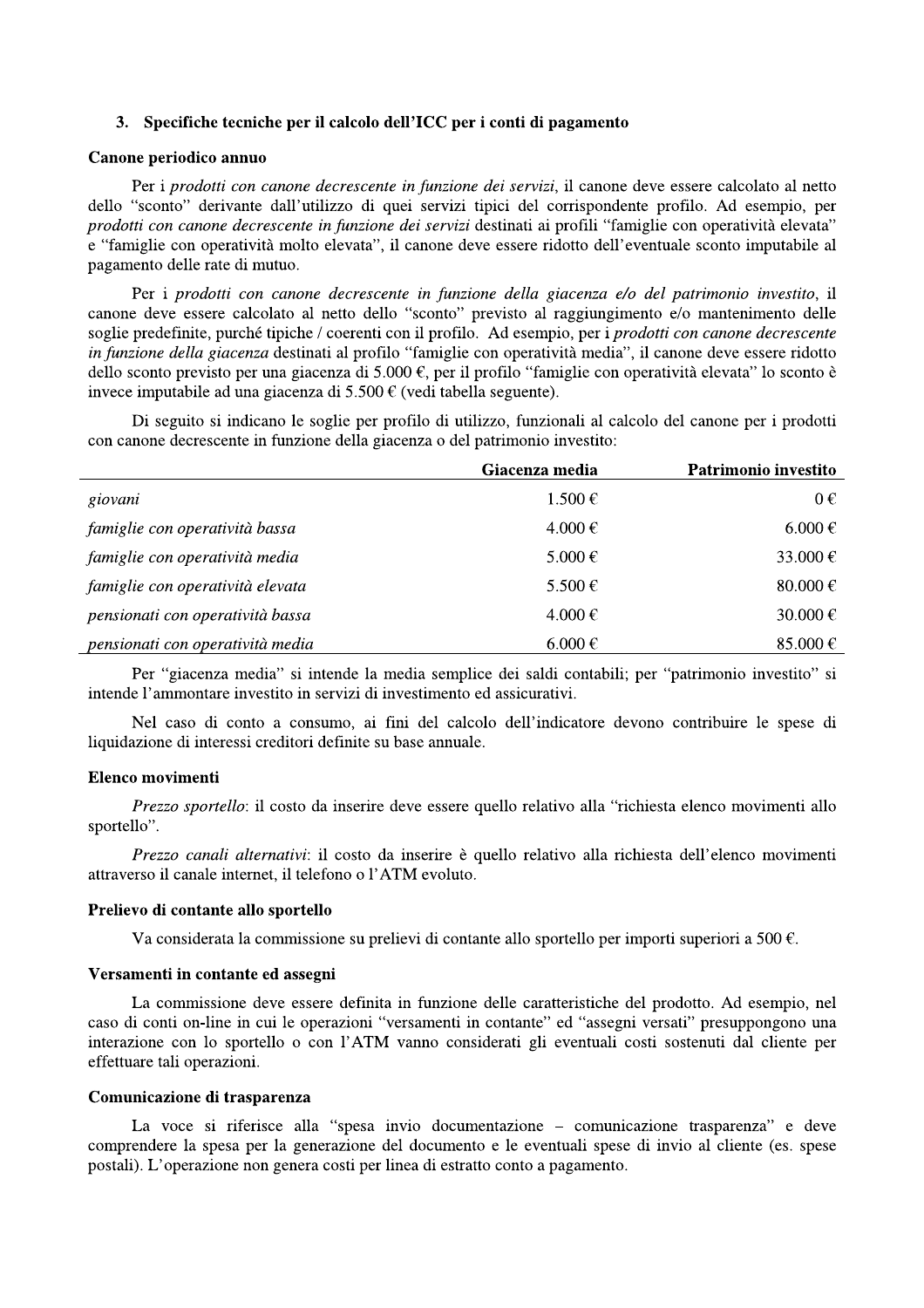## 3. Specifiche tecniche per il calcolo dell'ICC per i conti di pagamento

### Canone periodico annuo

Per i *prodotti con canone decrescente in funzione dei servizi*, il canone deve essere calcolato al netto dello "sconto" derivante dall'utilizzo di quei servizi tipici del corrispondente profilo. Ad esempio, per *prodotti con canone decrescente in funzione dei servizi* destinati ai profili "famiglie con operatività elevata" e "famiglie con operatività molto elevata", il canone deve essere ridotto dell'eventuale sconto imputabile al pagamento delle rate di mutuo.

Per i *prodotti con canone decrescente in funzione della giacenza e/o del patrimonio investito*, il canone deve essere calcolato al netto dello "sconto" previsto al raggiungimento e/o mantenimento delle soglie predefinite, purché tipiche / coerenti con il profilo. Ad esempio, per i *prodotti con canone decrescente in funzione della giacenza* destinati al profilo "famiglie con operatività media", il canone deve essere ridotto dello sconto previsto per una giacenza di 5.000 €, per il profilo "famiglie con operatività elevata" lo sconto è invece imputabile ad una giacenza di 5.500 € (vedi tabella seguente).

Di seguito si indicano le soglie per profilo di utilizzo, funzionali al calcolo del canone per i prodotti con canone decrescente in funzione della giacenza o del patrimonio investito:

| | Giacenza media | Patrimonio investito |
|---|---|---|
| *giovani* | 1.500 € | 0 € |
| *famiglie con operatività bassa* | 4.000 € | 6.000 € |
| *famiglie con operatività media* | 5.000 € | 33.000 € |
| *famiglie con operatività elevata* | 5.500 € | 80.000 € |
| *pensionati con operatività bassa* | 4.000 € | 30.000 € |
| *pensionati con operatività media* | 6.000 € | 85.000 € |

Per "giacenza media" si intende la media semplice dei saldi contabili; per "patrimonio investito" si intende l'ammontare investito in servizi di investimento ed assicurativi.

Nel caso di conto a consumo, ai fini del calcolo dell'indicatore devono contribuire le spese di liquidazione di interessi creditori definite su base annuale.

### Elenco movimenti

*Prezzo sportello*: il costo da inserire deve essere quello relativo alla "richiesta elenco movimenti allo sportello".

*Prezzo canali alternativi*: il costo da inserire è quello relativo alla richiesta dell'elenco movimenti attraverso il canale internet, il telefono o l'ATM evoluto.

### Prelievo di contante allo sportello

Va considerata la commissione su prelievi di contante allo sportello per importi superiori a 500 €.

### Versamenti in contante ed assegni

La commissione deve essere definita in funzione delle caratteristiche del prodotto. Ad esempio, nel caso di conti on-line in cui le operazioni "versamenti in contante" ed "assegni versati" presuppongono una interazione con lo sportello o con l'ATM vanno considerati gli eventuali costi sostenuti dal cliente per effettuare tali operazioni.

### Comunicazione di trasparenza

La voce si riferisce alla "spesa invio documentazione – comunicazione trasparenza" e deve comprendere la spesa per la generazione del documento e le eventuali spese di invio al cliente (es. spese postali). L'operazione non genera costi per linea di estratto conto a pagamento.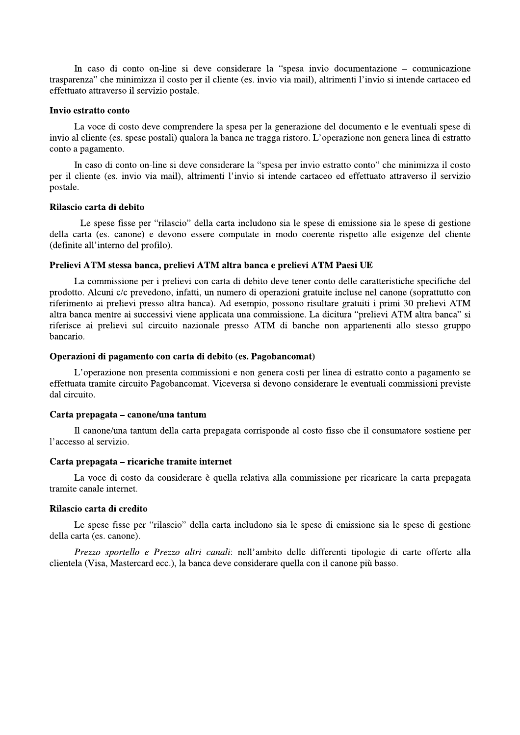In caso di conto on-line si deve considerare la "spesa invio documentazione – comunicazione trasparenza" che minimizza il costo per il cliente (es. invio via mail), altrimenti l'invio si intende cartaceo ed effettuato attraverso il servizio postale.

**Invio estratto conto**

La voce di costo deve comprendere la spesa per la generazione del documento e le eventuali spese di invio al cliente (es. spese postali) qualora la banca ne tragga ristoro. L'operazione non genera linea di estratto conto a pagamento.

In caso di conto on-line si deve considerare la "spesa per invio estratto conto" che minimizza il costo per il cliente (es. invio via mail), altrimenti l'invio si intende cartaceo ed effettuato attraverso il servizio postale.

**Rilascio carta di debito**

Le spese fisse per "rilascio" della carta includono sia le spese di emissione sia le spese di gestione della carta (es. canone) e devono essere computate in modo coerente rispetto alle esigenze del cliente (definite all'interno del profilo).

**Prelievi ATM stessa banca, prelievi ATM altra banca e prelievi ATM Paesi UE**

La commissione per i prelievi con carta di debito deve tener conto delle caratteristiche specifiche del prodotto. Alcuni c/c prevedono, infatti, un numero di operazioni gratuite incluse nel canone (soprattutto con riferimento ai prelievi presso altra banca). Ad esempio, possono risultare gratuiti i primi 30 prelievi ATM altra banca mentre ai successivi viene applicata una commissione. La dicitura "prelievi ATM altra banca" si riferisce ai prelievi sul circuito nazionale presso ATM di banche non appartenenti allo stesso gruppo bancario.

**Operazioni di pagamento con carta di debito (es. Pagobancomat)**

L'operazione non presenta commissioni e non genera costi per linea di estratto conto a pagamento se effettuata tramite circuito Pagobancomat. Viceversa si devono considerare le eventuali commissioni previste dal circuito.

**Carta prepagata – canone/una tantum**

Il canone/una tantum della carta prepagata corrisponde al costo fisso che il consumatore sostiene per l'accesso al servizio.

**Carta prepagata – ricariche tramite internet**

La voce di costo da considerare è quella relativa alla commissione per ricaricare la carta prepagata tramite canale internet.

**Rilascio carta di credito**

Le spese fisse per "rilascio" della carta includono sia le spese di emissione sia le spese di gestione della carta (es. canone).

*Prezzo sportello e Prezzo altri canali*: nell'ambito delle differenti tipologie di carte offerte alla clientela (Visa, Mastercard ecc.), la banca deve considerare quella con il canone più basso.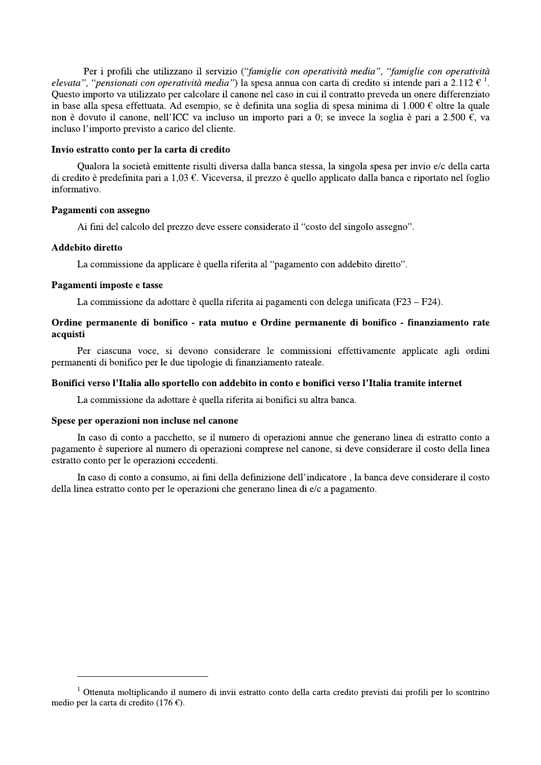Per i profili che utilizzano il servizio (*"famiglie con operatività media", "famiglie con operatività elevata", "pensionati con operatività media"*) la spesa annua con carta di credito si intende pari a 2.112 € [1]. Questo importo va utilizzato per calcolare il canone nel caso in cui il contratto preveda un onere differenziato in base alla spesa effettuata. Ad esempio, se è definita una soglia di spesa minima di 1.000 € oltre la quale non è dovuto il canone, nell'ICC va incluso un importo pari a 0; se invece la soglia è pari a 2.500 €, va incluso l'importo previsto a carico del cliente.

**Invio estratto conto per la carta di credito**

Qualora la società emittente risulti diversa dalla banca stessa, la singola spesa per invio e/c della carta di credito è predefinita pari a 1,03 €. Viceversa, il prezzo è quello applicato dalla banca e riportato nel foglio informativo.

**Pagamenti con assegno**

Ai fini del calcolo del prezzo deve essere considerato il "costo del singolo assegno".

**Addebito diretto**

La commissione da applicare è quella riferita al "pagamento con addebito diretto".

**Pagamenti imposte e tasse**

La commissione da adottare è quella riferita ai pagamenti con delega unificata (F23 – F24).

**Ordine permanente di bonifico - rata mutuo e Ordine permanente di bonifico - finanziamento rate acquisti**

Per ciascuna voce, si devono considerare le commissioni effettivamente applicate agli ordini permanenti di bonifico per le due tipologie di finanziamento rateale.

**Bonifici verso l'Italia allo sportello con addebito in conto e bonifici verso l'Italia tramite internet**

La commissione da adottare è quella riferita ai bonifici su altra banca.

**Spese per operazioni non incluse nel canone**

In caso di conto a pacchetto, se il numero di operazioni annue che generano linea di estratto conto a pagamento è superiore al numero di operazioni comprese nel canone, si deve considerare il costo della linea estratto conto per le operazioni eccedenti.

In caso di conto a consumo, ai fini della definizione dell'indicatore , la banca deve considerare il costo della linea estratto conto per le operazioni che generano linea di e/c a pagamento.

---

[1] Ottenuta moltiplicando il numero di invii estratto conto della carta credito previsti dai profili per lo scontrino medio per la carta di credito (176 €).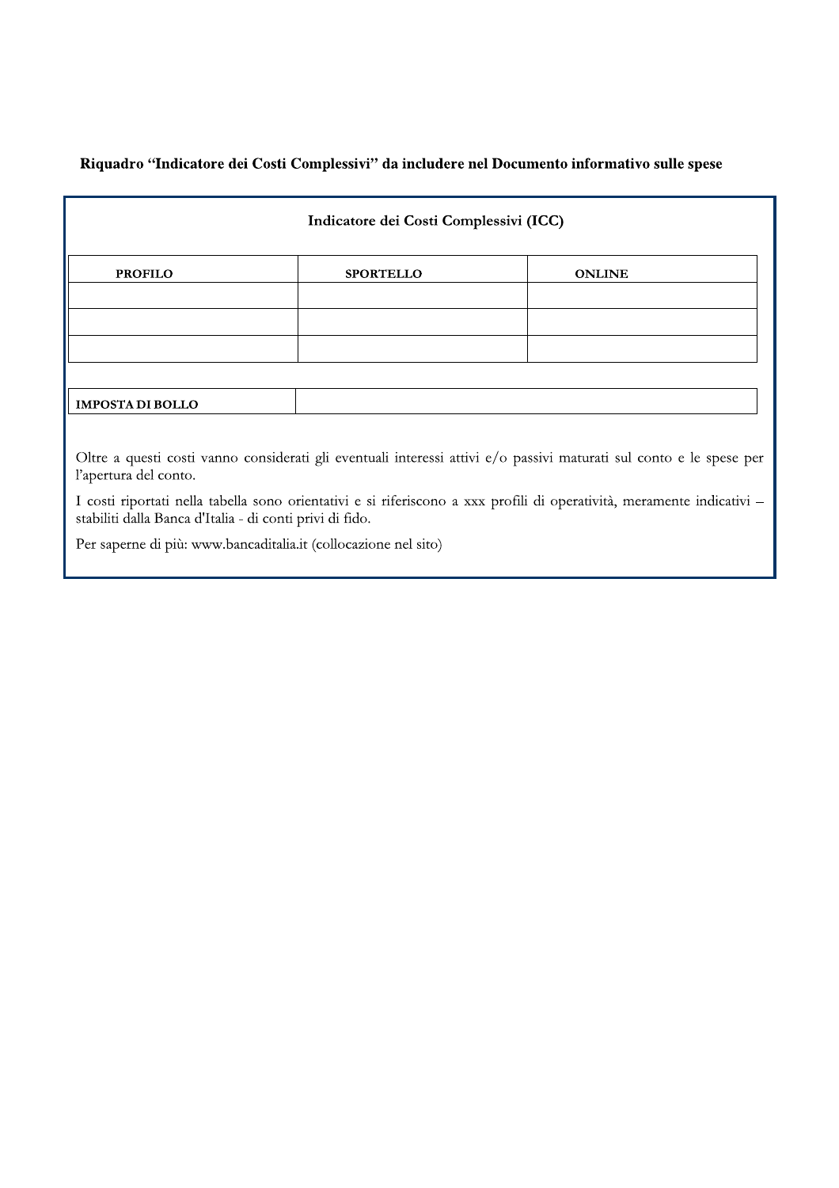**Riquadro "Indicatore dei Costi Complessivi" da includere nel Documento informativo sulle spese**

**Indicatore dei Costi Complessivi (ICC)**

| PROFILO | SPORTELLO | ONLINE |
|---|---|---|
| | | |
| | | |
| | | |

| IMPOSTA DI BOLLO | |
|---|---|

Oltre a questi costi vanno considerati gli eventuali interessi attivi e/o passivi maturati sul conto e le spese per l'apertura del conto.

I costi riportati nella tabella sono orientativi e si riferiscono a xxx profili di operatività, meramente indicativi – stabiliti dalla Banca d'Italia - di conti privi di fido.

Per saperne di più: www.bancaditalia.it (collocazione nel sito)